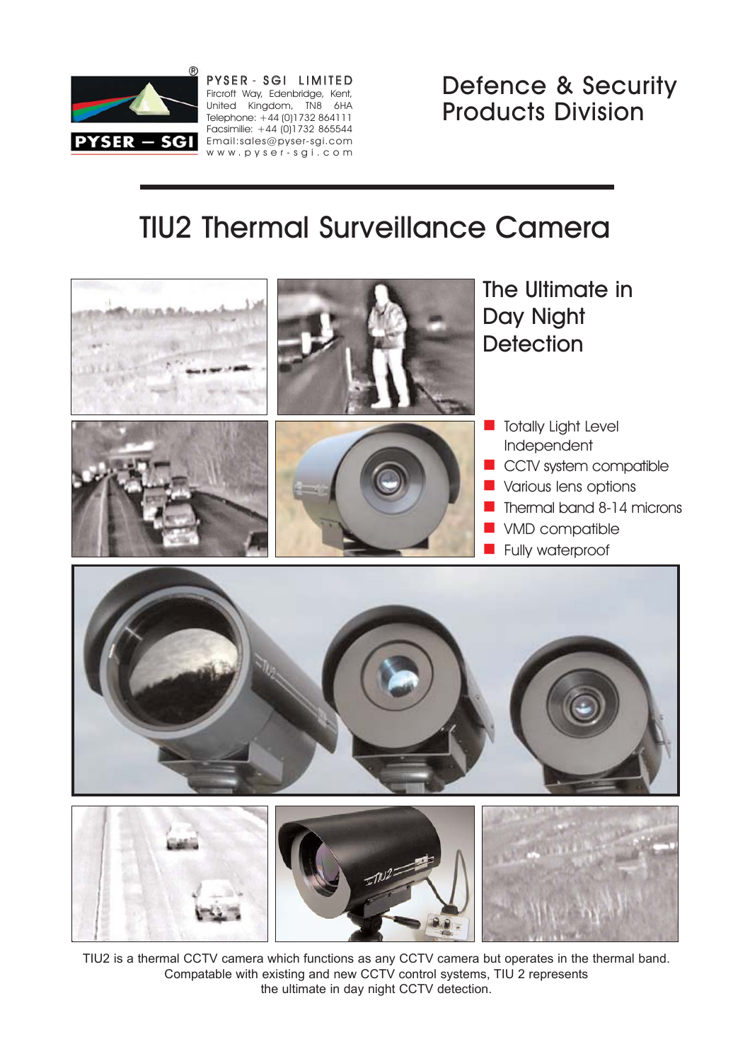PYSER - SGI LIMITED
Fircroft Way, Edenbridge, Kent,
United Kingdom, TN8 6HA
Telephone: +44 (0)1732 864111
Facsimilie: +44 (0)1732 865544
Email:sales@pyser-sgi.com
www.pyser-sgi.com

# Defence & Security Products Division

# TIU2 Thermal Surveillance Camera

## The Ultimate in Day Night Detection

- Totally Light Level Independent
- CCTV system compatible
- Various lens options
- Thermal band 8-14 microns
- VMD compatible
- Fully waterproof

TIU2 is a thermal CCTV camera which functions as any CCTV camera but operates in the thermal band. Compatable with existing and new CCTV control systems, TIU 2 represents the ultimate in day night CCTV detection.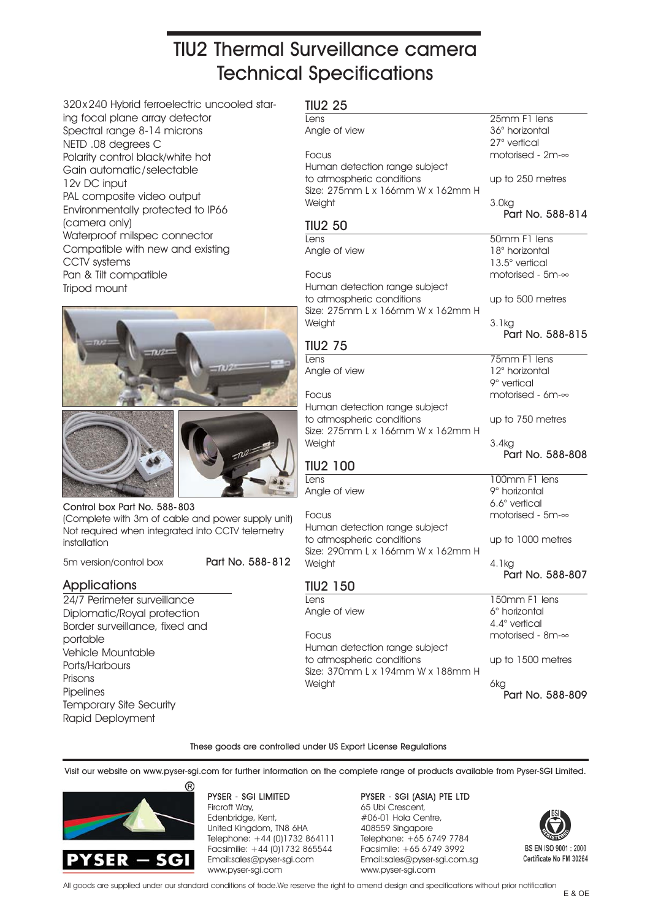# TIU2 Thermal Surveillance camera Technical Specifications

320x240 Hybrid ferroelectric uncooled staring focal plane array detector
Spectral range 8-14 microns
NETD .08 degrees C
Polarity control black/white hot
Gain automatic/selectable
12v DC input
PAL composite video output
Environmentally protected to IP66 (camera only)
Waterproof milspec connector
Compatible with new and existing CCTV systems
Pan & Tilt compatible
Tripod mount

**Control box Part No. 588-803**
(Complete with 3m of cable and power supply unit)
Not required when integrated into CCTV telemetry installation

5m version/control box **Part No. 588-812**

## Applications

24/7 Perimeter surveillance
Diplomatic/Royal protection
Border surveillance, fixed and portable
Vehicle Mountable
Ports/Harbours
Prisons
Pipelines
Temporary Site Security
Rapid Deployment

## TIU2 25

| | |
|---|---|
| Lens | 25mm F1 lens |
| Angle of view | 36° horizontal<br>27° vertical |
| Focus | motorised - 2m-∞ |
| Human detection range subject to atmospheric conditions | up to 250 metres |
| Size: 275mm L x 166mm W x 162mm H | |
| Weight | 3.0kg |

**Part No. 588-814**

## TIU2 50

| | |
|---|---|
| Lens | 50mm F1 lens |
| Angle of view | 18° horizontal<br>13.5° vertical |
| Focus | motorised - 5m-∞ |
| Human detection range subject to atmospheric conditions | up to 500 metres |
| Size: 275mm L x 166mm W x 162mm H | |
| Weight | 3.1kg |

**Part No. 588-815**

## TIU2 75

| | |
|---|---|
| Lens | 75mm F1 lens |
| Angle of view | 12° horizontal<br>9° vertical |
| Focus | motorised - 6m-∞ |
| Human detection range subject to atmospheric conditions | up to 750 metres |
| Size: 275mm L x 166mm W x 162mm H | |
| Weight | 3.4kg |

**Part No. 588-808**

## TIU2 100

| | |
|---|---|
| Lens | 100mm F1 lens |
| Angle of view | 9° horizontal<br>6.6° vertical |
| Focus | motorised - 5m-∞ |
| Human detection range subject to atmospheric conditions | up to 1000 metres |
| Size: 290mm L x 166mm W x 162mm H | |
| Weight | 4.1kg |

**Part No. 588-807**

## TIU2 150

| | |
|---|---|
| Lens | 150mm F1 lens |
| Angle of view | 6° horizontal<br>4.4° vertical |
| Focus | motorised - 8m-∞ |
| Human detection range subject to atmospheric conditions | up to 1500 metres |
| Size: 370mm L x 194mm W x 188mm H | |
| Weight | 6kg |

**Part No. 588-809**

These goods are controlled under US Export License Regulations

Visit our website on www.pyser-sgi.com for further information on the complete range of products available from Pyser-SGI Limited.

**PYSER - SGI LIMITED**
Fircroft Way,
Edenbridge, Kent,
United Kingdom, TN8 6HA
Telephone: +44 (0)1732 864111
Facsimile: +44 (0)1732 865544
Email:sales@pyser-sgi.com
www.pyser-sgi.com

**PYSER - SGI (ASIA) PTE LTD**
65 Ubi Crescent,
#06-01 Hola Centre,
408559 Singapore
Telephone: +65 6749 7784
Facsimile: +65 6749 3992
Email:sales@pyser-sgi.com.sg
www.pyser-sgi.com

BS EN ISO 9001 : 2000
Certificate No FM 30264

All goods are supplied under our standard conditions of trade.We reserve the right to amend design and specifications without prior notification

E & OE